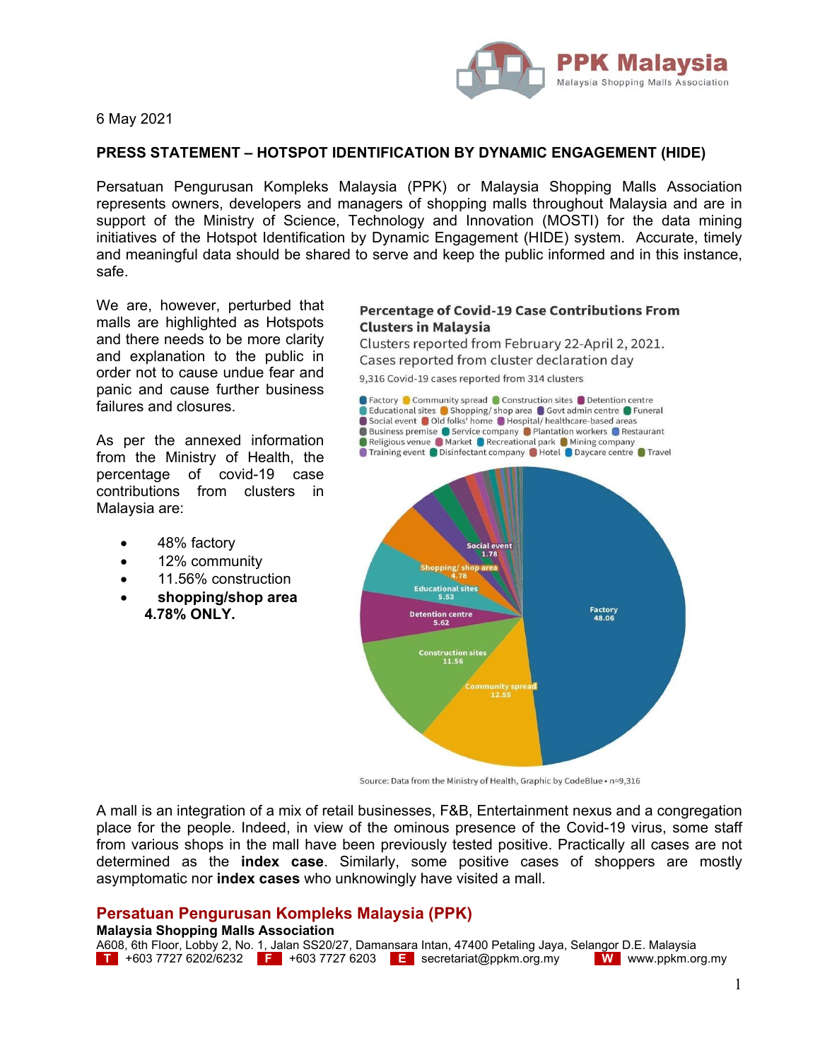6 May 2021

## PRESS STATEMENT – HOTSPOT IDENTIFICATION BY DYNAMIC ENGAGEMENT (HIDE)

Persatuan Pengurusan Kompleks Malaysia (PPK) or Malaysia Shopping Malls Association represents owners, developers and managers of shopping malls throughout Malaysia and are in support of the Ministry of Science, Technology and Innovation (MOSTI) for the data mining initiatives of the Hotspot Identification by Dynamic Engagement (HIDE) system. Accurate, timely and meaningful data should be shared to serve and keep the public informed and in this instance, safe.

We are, however, perturbed that malls are highlighted as Hotspots and there needs to be more clarity and explanation to the public in order not to cause undue fear and panic and cause further business failures and closures.

As per the annexed information from the Ministry of Health, the percentage of covid-19 case contributions from clusters in Malaysia are:

- 48% factory
- 12% community
- 11.56% construction
- **shopping/shop area 4.78% ONLY.**

**Percentage of Covid-19 Case Contributions From Clusters in Malaysia**

Clusters reported from February 22-April 2, 2021. Cases reported from cluster declaration day

9,316 Covid-19 cases reported from 314 clusters

Factory, Community spread, Construction sites, Detention centre, Educational sites, Shopping/ shop area, Govt admin centre, Funeral, Social event, Old folks' home, Hospital/ healthcare-based areas, Business premise, Service company, Plantation workers, Restaurant, Religious venue, Market, Recreational park, Mining company, Training event, Disinfectant company, Hotel, Daycare centre, Travel

| Cluster | Percentage |
|---|---|
| Factory | 48.06 |
| Community spread | 12.55 |
| Construction sites | 11.56 |
| Detention centre | 5.62 |
| Educational sites | 5.53 |
| Shopping/ shop area | 4.78 |
| Social event | 1.78 |

Source: Data from the Ministry of Health, Graphic by CodeBlue • n=9,316

A mall is an integration of a mix of retail businesses, F&B, Entertainment nexus and a congregation place for the people. Indeed, in view of the ominous presence of the Covid-19 virus, some staff from various shops in the mall have been previously tested positive. Practically all cases are not determined as the **index case**. Similarly, some positive cases of shoppers are mostly asymptomatic nor **index cases** who unknowingly have visited a mall.

**Persatuan Pengurusan Kompleks Malaysia (PPK)**
**Malaysia Shopping Malls Association**
A608, 6th Floor, Lobby 2, No. 1, Jalan SS20/27, Damansara Intan, 47400 Petaling Jaya, Selangor D.E. Malaysia
T +603 7727 6202/6232 F +603 7727 6203 E secretariat@ppkm.org.my W www.ppkm.org.my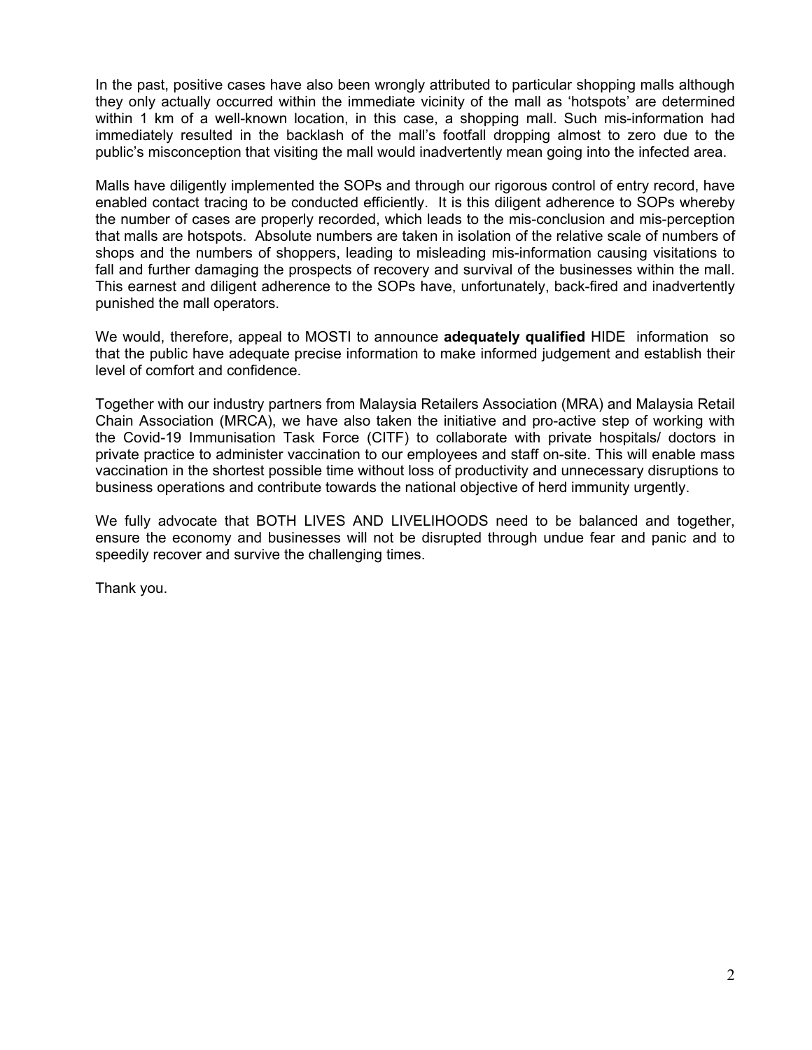In the past, positive cases have also been wrongly attributed to particular shopping malls although they only actually occurred within the immediate vicinity of the mall as 'hotspots' are determined within 1 km of a well-known location, in this case, a shopping mall. Such mis-information had immediately resulted in the backlash of the mall's footfall dropping almost to zero due to the public's misconception that visiting the mall would inadvertently mean going into the infected area.

Malls have diligently implemented the SOPs and through our rigorous control of entry record, have enabled contact tracing to be conducted efficiently. It is this diligent adherence to SOPs whereby the number of cases are properly recorded, which leads to the mis-conclusion and mis-perception that malls are hotspots. Absolute numbers are taken in isolation of the relative scale of numbers of shops and the numbers of shoppers, leading to misleading mis-information causing visitations to fall and further damaging the prospects of recovery and survival of the businesses within the mall. This earnest and diligent adherence to the SOPs have, unfortunately, back-fired and inadvertently punished the mall operators.

We would, therefore, appeal to MOSTI to announce **adequately qualified** HIDE information so that the public have adequate precise information to make informed judgement and establish their level of comfort and confidence.

Together with our industry partners from Malaysia Retailers Association (MRA) and Malaysia Retail Chain Association (MRCA), we have also taken the initiative and pro-active step of working with the Covid-19 Immunisation Task Force (CITF) to collaborate with private hospitals/ doctors in private practice to administer vaccination to our employees and staff on-site. This will enable mass vaccination in the shortest possible time without loss of productivity and unnecessary disruptions to business operations and contribute towards the national objective of herd immunity urgently.

We fully advocate that BOTH LIVES AND LIVELIHOODS need to be balanced and together, ensure the economy and businesses will not be disrupted through undue fear and panic and to speedily recover and survive the challenging times.

Thank you.